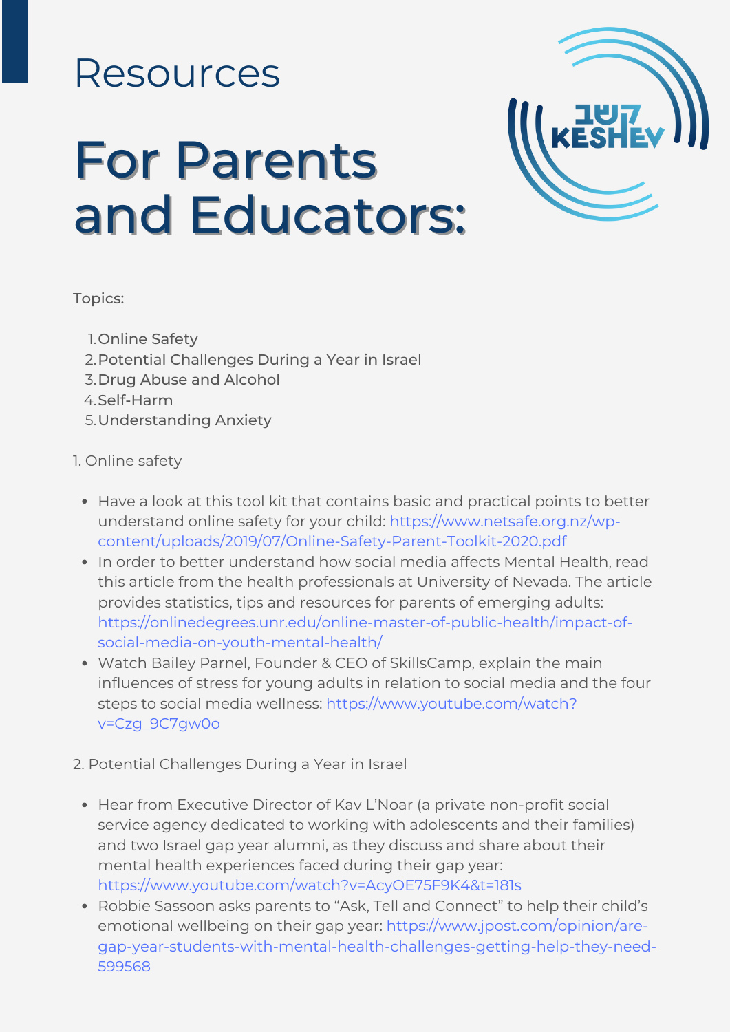Resources

# For Parents and Educators:

Topics:

1. Online Safety
2. Potential Challenges During a Year in Israel
3. Drug Abuse and Alcohol
4. Self-Harm
5. Understanding Anxiety

## 1. Online safety

- Have a look at this tool kit that contains basic and practical points to better understand online safety for your child: https://www.netsafe.org.nz/wp-content/uploads/2019/07/Online-Safety-Parent-Toolkit-2020.pdf
- In order to better understand how social media affects Mental Health, read this article from the health professionals at University of Nevada. The article provides statistics, tips and resources for parents of emerging adults: https://onlinedegrees.unr.edu/online-master-of-public-health/impact-of-social-media-on-youth-mental-health/
- Watch Bailey Parnel, Founder & CEO of SkillsCamp, explain the main influences of stress for young adults in relation to social media and the four steps to social media wellness: https://www.youtube.com/watch?v=Czg_9C7gw0o

## 2. Potential Challenges During a Year in Israel

- Hear from Executive Director of Kav L'Noar (a private non-profit social service agency dedicated to working with adolescents and their families) and two Israel gap year alumni, as they discuss and share about their mental health experiences faced during their gap year: https://www.youtube.com/watch?v=AcyOE75F9K4&t=181s
- Robbie Sassoon asks parents to "Ask, Tell and Connect" to help their child's emotional wellbeing on their gap year: https://www.jpost.com/opinion/are-gap-year-students-with-mental-health-challenges-getting-help-they-need-599568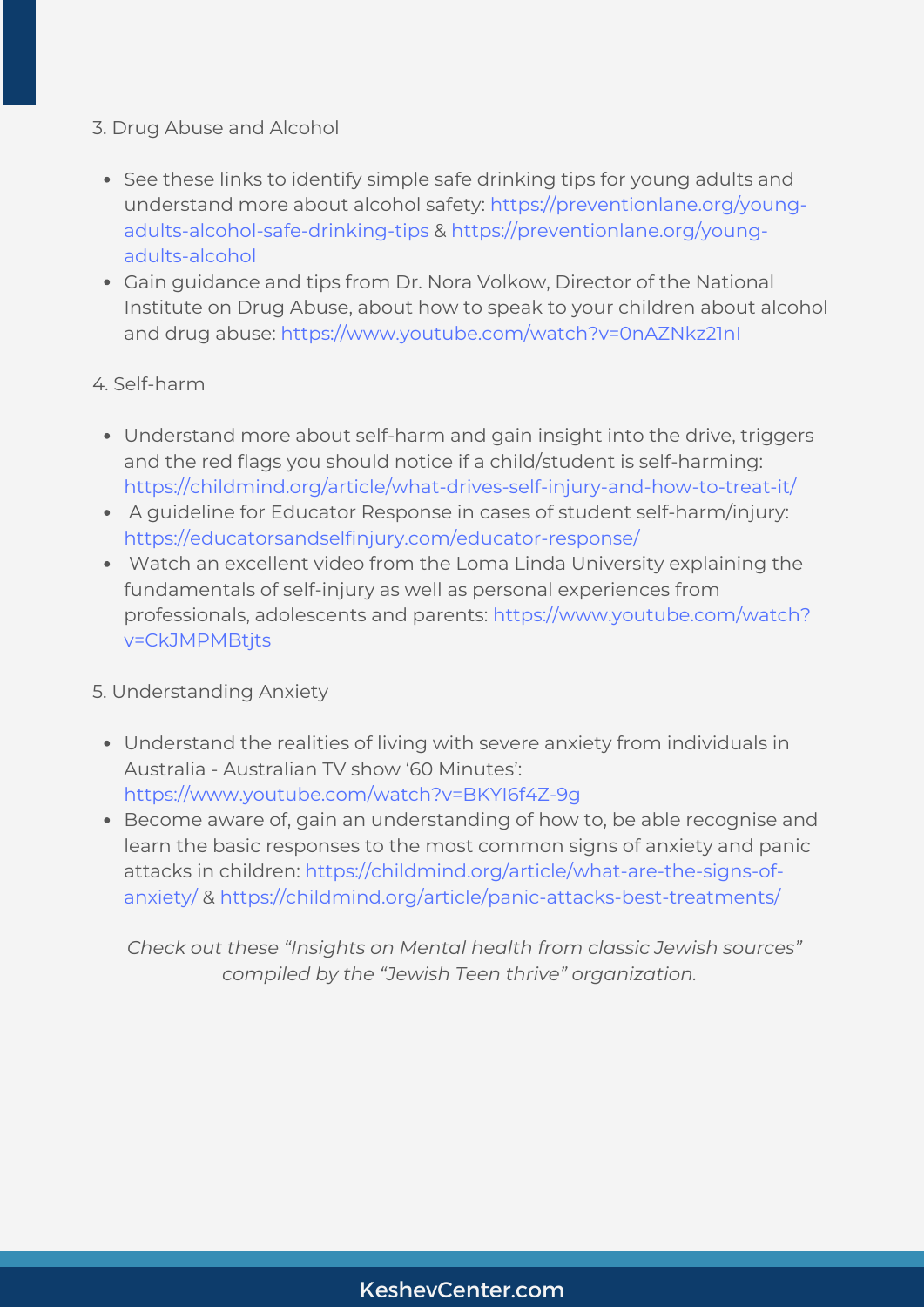3. Drug Abuse and Alcohol

- See these links to identify simple safe drinking tips for young adults and understand more about alcohol safety: https://preventionlane.org/young-adults-alcohol-safe-drinking-tips & https://preventionlane.org/young-adults-alcohol
- Gain guidance and tips from Dr. Nora Volkow, Director of the National Institute on Drug Abuse, about how to speak to your children about alcohol and drug abuse: https://www.youtube.com/watch?v=0nAZNkz21nI

4. Self-harm

- Understand more about self-harm and gain insight into the drive, triggers and the red flags you should notice if a child/student is self-harming: https://childmind.org/article/what-drives-self-injury-and-how-to-treat-it/
- A guideline for Educator Response in cases of student self-harm/injury: https://educatorsandselfinjury.com/educator-response/
- Watch an excellent video from the Loma Linda University explaining the fundamentals of self-injury as well as personal experiences from professionals, adolescents and parents: https://www.youtube.com/watch?v=CkJMPMBtjts

5. Understanding Anxiety

- Understand the realities of living with severe anxiety from individuals in Australia - Australian TV show '60 Minutes': https://www.youtube.com/watch?v=BKYI6f4Z-9g
- Become aware of, gain an understanding of how to, be able recognise and learn the basic responses to the most common signs of anxiety and panic attacks in children: https://childmind.org/article/what-are-the-signs-of-anxiety/ & https://childmind.org/article/panic-attacks-best-treatments/

*Check out these "Insights on Mental health from classic Jewish sources" compiled by the "Jewish Teen thrive" organization.*